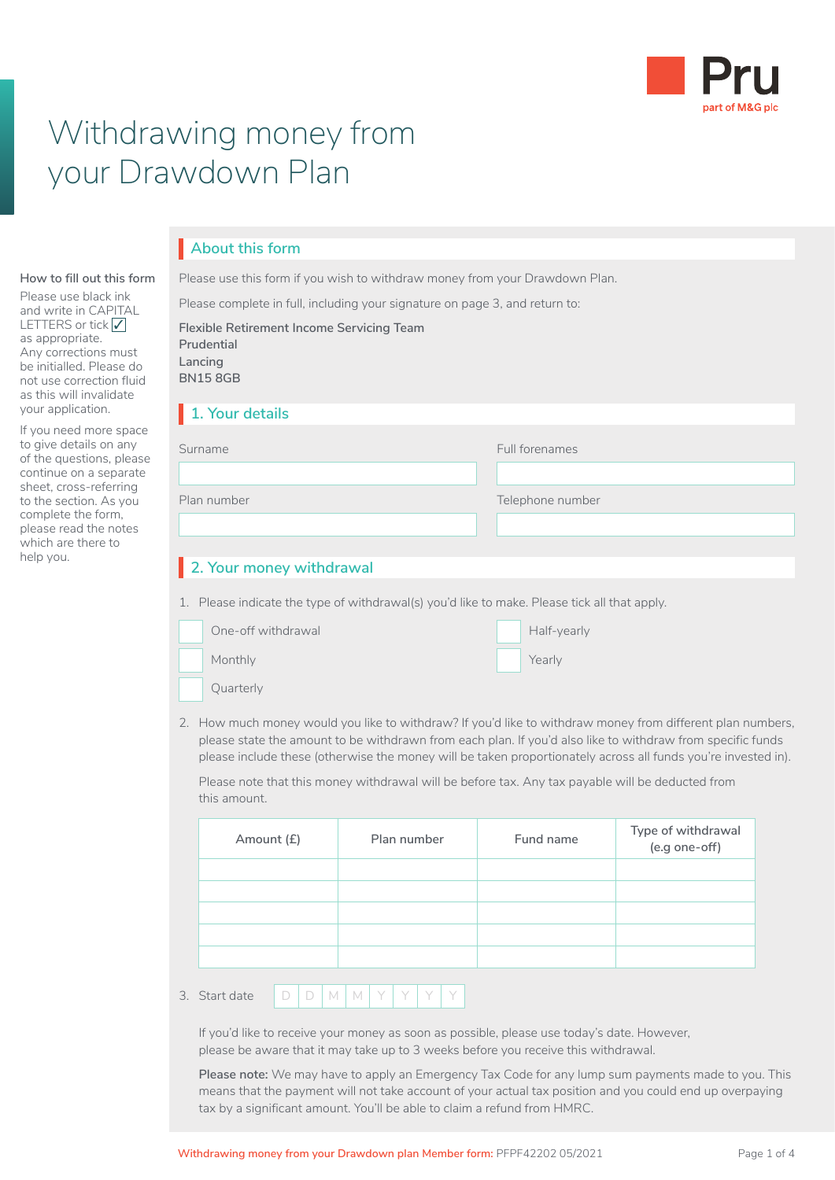Pru
part of M&G plc

# Withdrawing money from your Drawdown Plan

**How to fill out this form**

Please use black ink and write in CAPITAL LETTERS or tick ☑ as appropriate. Any corrections must be initialled. Please do not use correction fluid as this will invalidate your application.

If you need more space to give details on any of the questions, please continue on a separate sheet, cross-referring to the section. As you complete the form, please read the notes which are there to help you.

## About this form

Please use this form if you wish to withdraw money from your Drawdown Plan.

Please complete in full, including your signature on page 3, and return to:

Flexible Retirement Income Servicing Team
Prudential
Lancing
BN15 8GB

## 1. Your details

| Surname | Full forenames |
|---|---|
| | |

| Plan number | Telephone number |
|---|---|
| | |

## 2. Your money withdrawal

1. Please indicate the type of withdrawal(s) you'd like to make. Please tick all that apply.

- ☐ One-off withdrawal
- ☐ Monthly
- ☐ Quarterly
- ☐ Half-yearly
- ☐ Yearly

2. How much money would you like to withdraw? If you'd like to withdraw money from different plan numbers, please state the amount to be withdrawn from each plan. If you'd also like to withdraw from specific funds please include these (otherwise the money will be taken proportionately across all funds you're invested in).

   Please note that this money withdrawal will be before tax. Any tax payable will be deducted from this amount.

| Amount (£) | Plan number | Fund name | Type of withdrawal (e.g one-off) |
|---|---|---|---|
| | | | |
| | | | |
| | | | |
| | | | |
| | | | |

3. Start date D D M M Y Y Y Y

   If you'd like to receive your money as soon as possible, please use today's date. However, please be aware that it may take up to 3 weeks before you receive this withdrawal.

   **Please note:** We may have to apply an Emergency Tax Code for any lump sum payments made to you. This means that the payment will not take account of your actual tax position and you could end up overpaying tax by a significant amount. You'll be able to claim a refund from HMRC.

Withdrawing money from your Drawdown plan Member form: PFPF42202 05/2021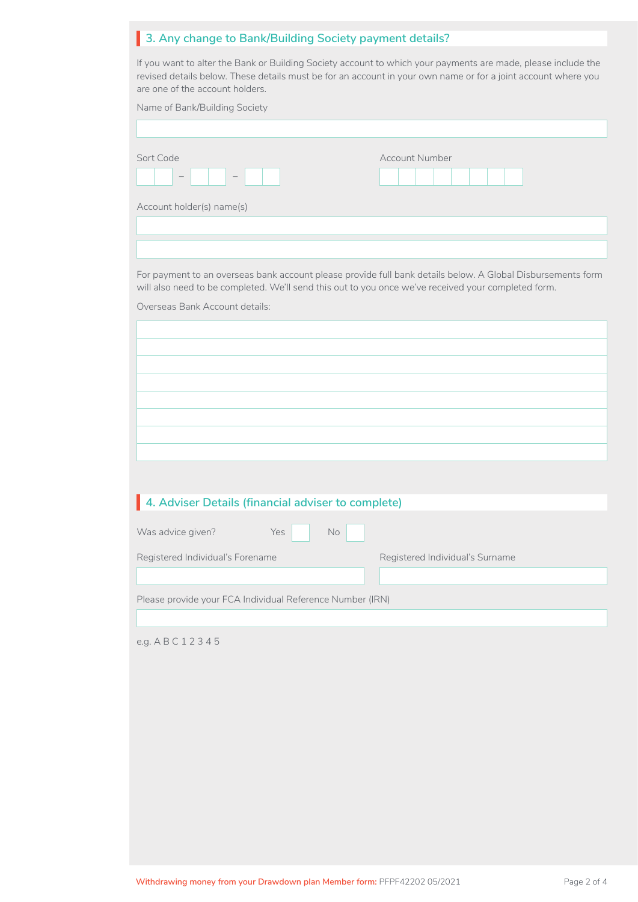## 3. Any change to Bank/Building Society payment details?

If you want to alter the Bank or Building Society account to which your payments are made, please include the revised details below. These details must be for an account in your own name or for a joint account where you are one of the account holders.

Name of Bank/Building Society

Sort Code

Account Number

Account holder(s) name(s)

For payment to an overseas bank account please provide full bank details below. A Global Disbursements form will also need to be completed. We'll send this out to you once we've received your completed form.

Overseas Bank Account details:

## 4. Adviser Details (financial adviser to complete)

Was advice given? Yes No

Registered Individual's Forename

Registered Individual's Surname

Please provide your FCA Individual Reference Number (IRN)

e.g. A B C 1 2 3 4 5

Withdrawing money from your Drawdown plan Member form: PFPF42202 05/2021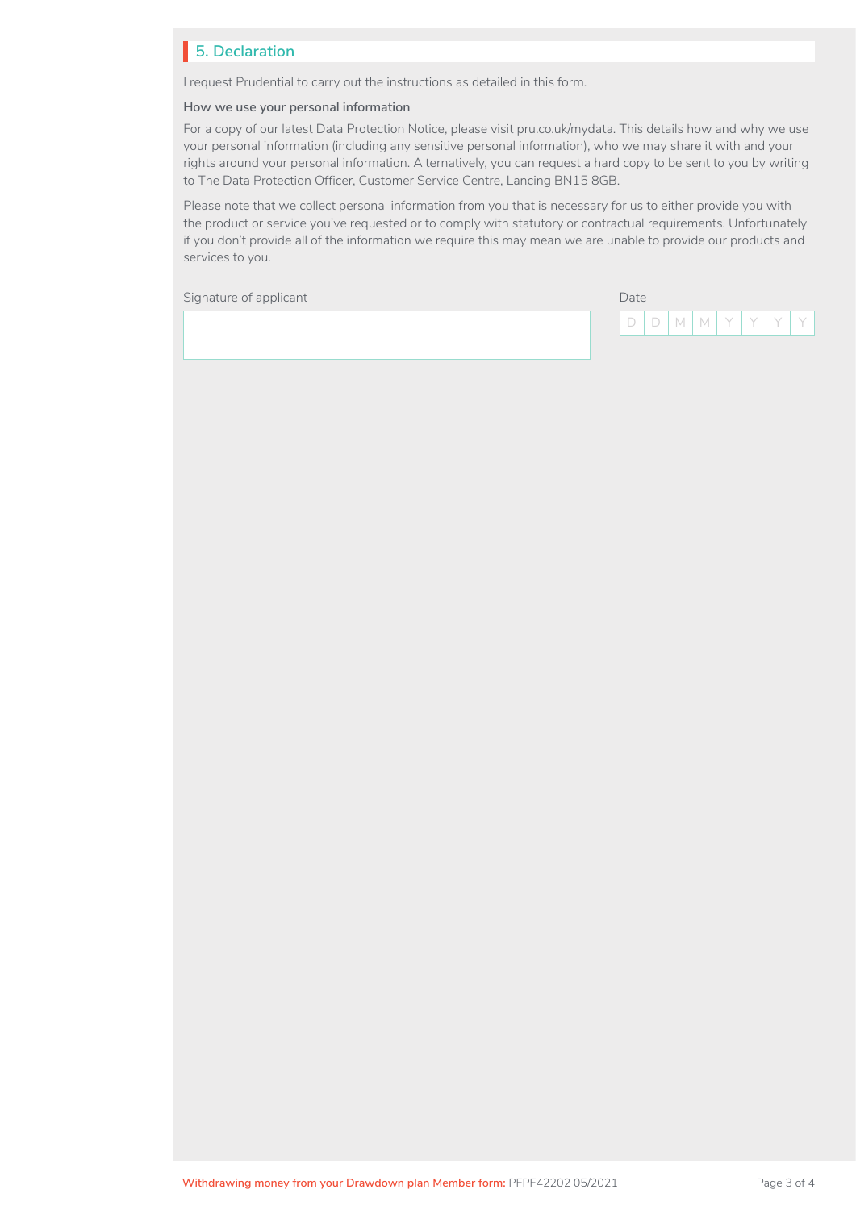## 5. Declaration

I request Prudential to carry out the instructions as detailed in this form.

**How we use your personal information**

For a copy of our latest Data Protection Notice, please visit pru.co.uk/mydata. This details how and why we use your personal information (including any sensitive personal information), who we may share it with and your rights around your personal information. Alternatively, you can request a hard copy to be sent to you by writing to The Data Protection Officer, Customer Service Centre, Lancing BN15 8GB.

Please note that we collect personal information from you that is necessary for us to either provide you with the product or service you've requested or to comply with statutory or contractual requirements. Unfortunately if you don't provide all of the information we require this may mean we are unable to provide our products and services to you.

Signature of applicant

Date

| D | D | M | M | Y | Y | Y | Y |
|---|---|---|---|---|---|---|---|

Withdrawing money from your Drawdown plan Member form: PFPF42202 05/2021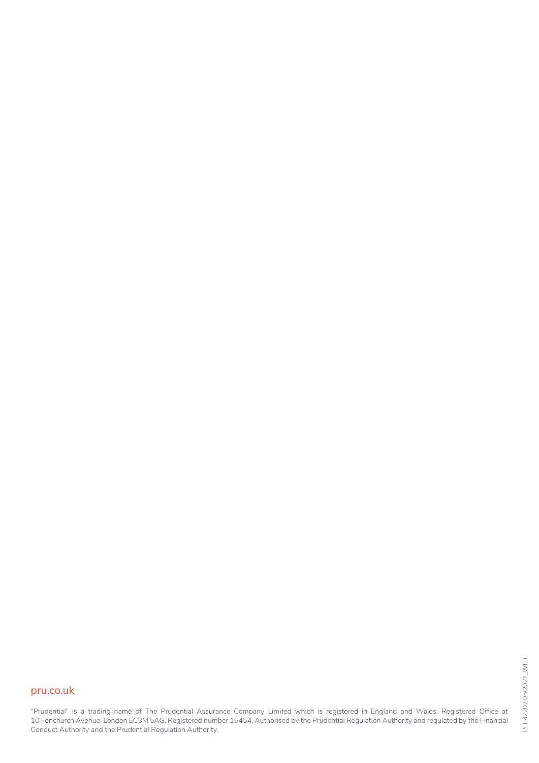pru.co.uk

"Prudential" is a trading name of The Prudential Assurance Company Limited which is registered in England and Wales. Registered Office at 10 Fenchurch Avenue, London EC3M 5AG. Registered number 15454. Authorised by the Prudential Regulation Authority and regulated by the Financial Conduct Authority and the Prudential Regulation Authority.

PFP42202 05/2021_WEB